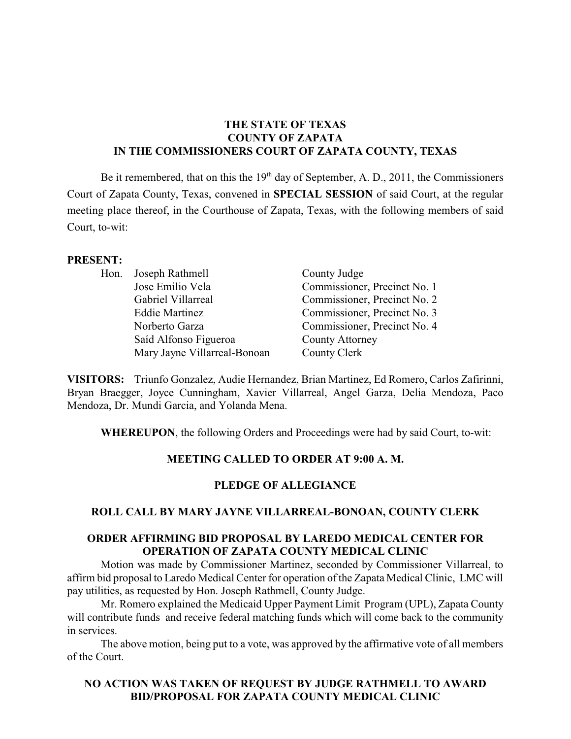**THE STATE OF TEXAS**
**COUNTY OF ZAPATA**
**IN THE COMMISSIONERS COURT OF ZAPATA COUNTY, TEXAS**

Be it remembered, that on this the 19th day of September, A. D., 2011, the Commissioners Court of Zapata County, Texas, convened in **SPECIAL SESSION** of said Court, at the regular meeting place thereof, in the Courthouse of Zapata, Texas, with the following members of said Court, to-wit:

**PRESENT:**

| | | |
|---|---|---|
| Hon. | Joseph Rathmell | County Judge |
| | Jose Emilio Vela | Commissioner, Precinct No. 1 |
| | Gabriel Villarreal | Commissioner, Precinct No. 2 |
| | Eddie Martinez | Commissioner, Precinct No. 3 |
| | Norberto Garza | Commissioner, Precinct No. 4 |
| | Saíd Alfonso Figueroa | County Attorney |
| | Mary Jayne Villarreal-Bonoan | County Clerk |

**VISITORS:** Triunfo Gonzalez, Audie Hernandez, Brian Martinez, Ed Romero, Carlos Zafirinni, Bryan Braegger, Joyce Cunningham, Xavier Villarreal, Angel Garza, Delia Mendoza, Paco Mendoza, Dr. Mundi Garcia, and Yolanda Mena.

**WHEREUPON**, the following Orders and Proceedings were had by said Court, to-wit:

**MEETING CALLED TO ORDER AT 9:00 A. M.**

**PLEDGE OF ALLEGIANCE**

**ROLL CALL BY MARY JAYNE VILLARREAL-BONOAN, COUNTY CLERK**

**ORDER AFFIRMING BID PROPOSAL BY LAREDO MEDICAL CENTER FOR OPERATION OF ZAPATA COUNTY MEDICAL CLINIC**

Motion was made by Commissioner Martinez, seconded by Commissioner Villarreal, to affirm bid proposal to Laredo Medical Center for operation of the Zapata Medical Clinic, LMC will pay utilities, as requested by Hon. Joseph Rathmell, County Judge.

Mr. Romero explained the Medicaid Upper Payment Limit Program (UPL), Zapata County will contribute funds and receive federal matching funds which will come back to the community in services.

The above motion, being put to a vote, was approved by the affirmative vote of all members of the Court.

**NO ACTION WAS TAKEN OF REQUEST BY JUDGE RATHMELL TO AWARD BID/PROPOSAL FOR ZAPATA COUNTY MEDICAL CLINIC**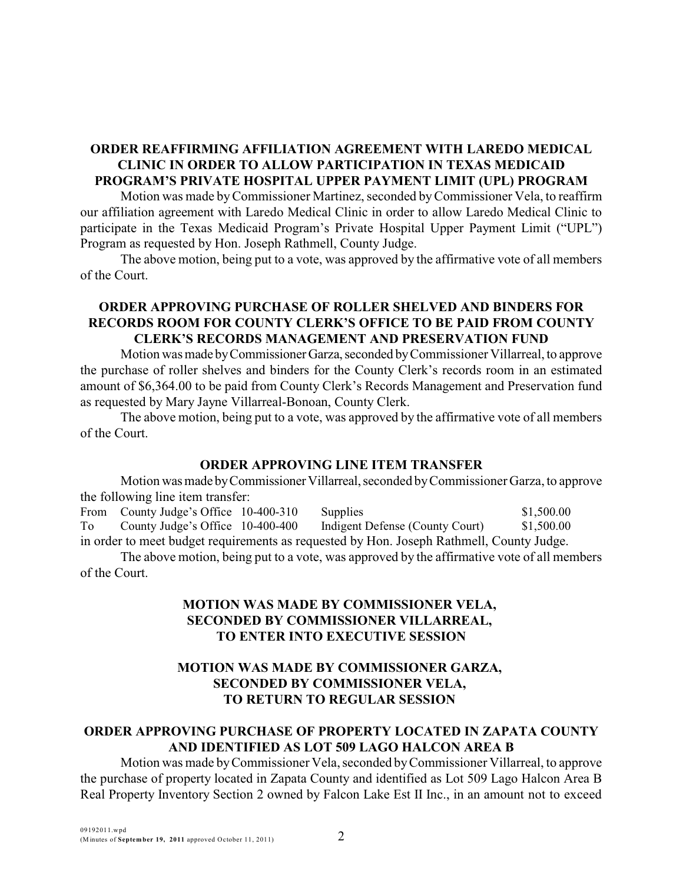### ORDER REAFFIRMING AFFILIATION AGREEMENT WITH LAREDO MEDICAL CLINIC IN ORDER TO ALLOW PARTICIPATION IN TEXAS MEDICAID PROGRAM'S PRIVATE HOSPITAL UPPER PAYMENT LIMIT (UPL) PROGRAM

Motion was made by Commissioner Martinez, seconded by Commissioner Vela, to reaffirm our affiliation agreement with Laredo Medical Clinic in order to allow Laredo Medical Clinic to participate in the Texas Medicaid Program's Private Hospital Upper Payment Limit ("UPL") Program as requested by Hon. Joseph Rathmell, County Judge.

The above motion, being put to a vote, was approved by the affirmative vote of all members of the Court.

### ORDER APPROVING PURCHASE OF ROLLER SHELVED AND BINDERS FOR RECORDS ROOM FOR COUNTY CLERK'S OFFICE TO BE PAID FROM COUNTY CLERK'S RECORDS MANAGEMENT AND PRESERVATION FUND

Motion was made by Commissioner Garza, seconded by Commissioner Villarreal, to approve the purchase of roller shelves and binders for the County Clerk's records room in an estimated amount of $6,364.00 to be paid from County Clerk's Records Management and Preservation fund as requested by Mary Jayne Villarreal-Bonoan, County Clerk.

The above motion, being put to a vote, was approved by the affirmative vote of all members of the Court.

### ORDER APPROVING LINE ITEM TRANSFER

Motion was made by Commissioner Villarreal, seconded by Commissioner Garza, to approve the following line item transfer:

| | | | | |
|---|---|---|---|---|
| From | County Judge's Office | 10-400-310 | Supplies | $1,500.00 |
| To | County Judge's Office | 10-400-400 | Indigent Defense (County Court) | $1,500.00 |

in order to meet budget requirements as requested by Hon. Joseph Rathmell, County Judge.

The above motion, being put to a vote, was approved by the affirmative vote of all members of the Court.

### MOTION WAS MADE BY COMMISSIONER VELA, SECONDED BY COMMISSIONER VILLARREAL, TO ENTER INTO EXECUTIVE SESSION

### MOTION WAS MADE BY COMMISSIONER GARZA, SECONDED BY COMMISSIONER VELA, TO RETURN TO REGULAR SESSION

### ORDER APPROVING PURCHASE OF PROPERTY LOCATED IN ZAPATA COUNTY AND IDENTIFIED AS LOT 509 LAGO HALCON AREA B

Motion was made by Commissioner Vela, seconded by Commissioner Villarreal, to approve the purchase of property located in Zapata County and identified as Lot 509 Lago Halcon Area B Real Property Inventory Section 2 owned by Falcon Lake Est II Inc., in an amount not to exceed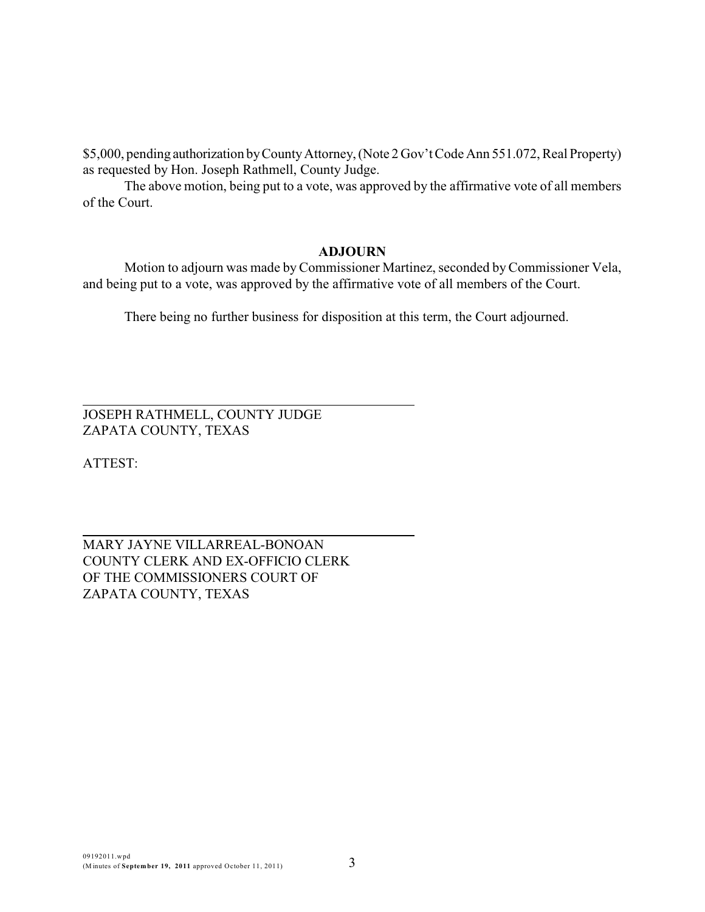$5,000, pending authorization by County Attorney, (Note 2 Gov't Code Ann 551.072, Real Property) as requested by Hon. Joseph Rathmell, County Judge.

The above motion, being put to a vote, was approved by the affirmative vote of all members of the Court.

**ADJOURN**

Motion to adjourn was made by Commissioner Martinez, seconded by Commissioner Vela, and being put to a vote, was approved by the affirmative vote of all members of the Court.

There being no further business for disposition at this term, the Court adjourned.

JOSEPH RATHMELL, COUNTY JUDGE
ZAPATA COUNTY, TEXAS

ATTEST:

MARY JAYNE VILLARREAL-BONOAN
COUNTY CLERK AND EX-OFFICIO CLERK
OF THE COMMISSIONERS COURT OF
ZAPATA COUNTY, TEXAS

09192011.wpd
(Minutes of **September 19, 2011** approved October 11, 2011)